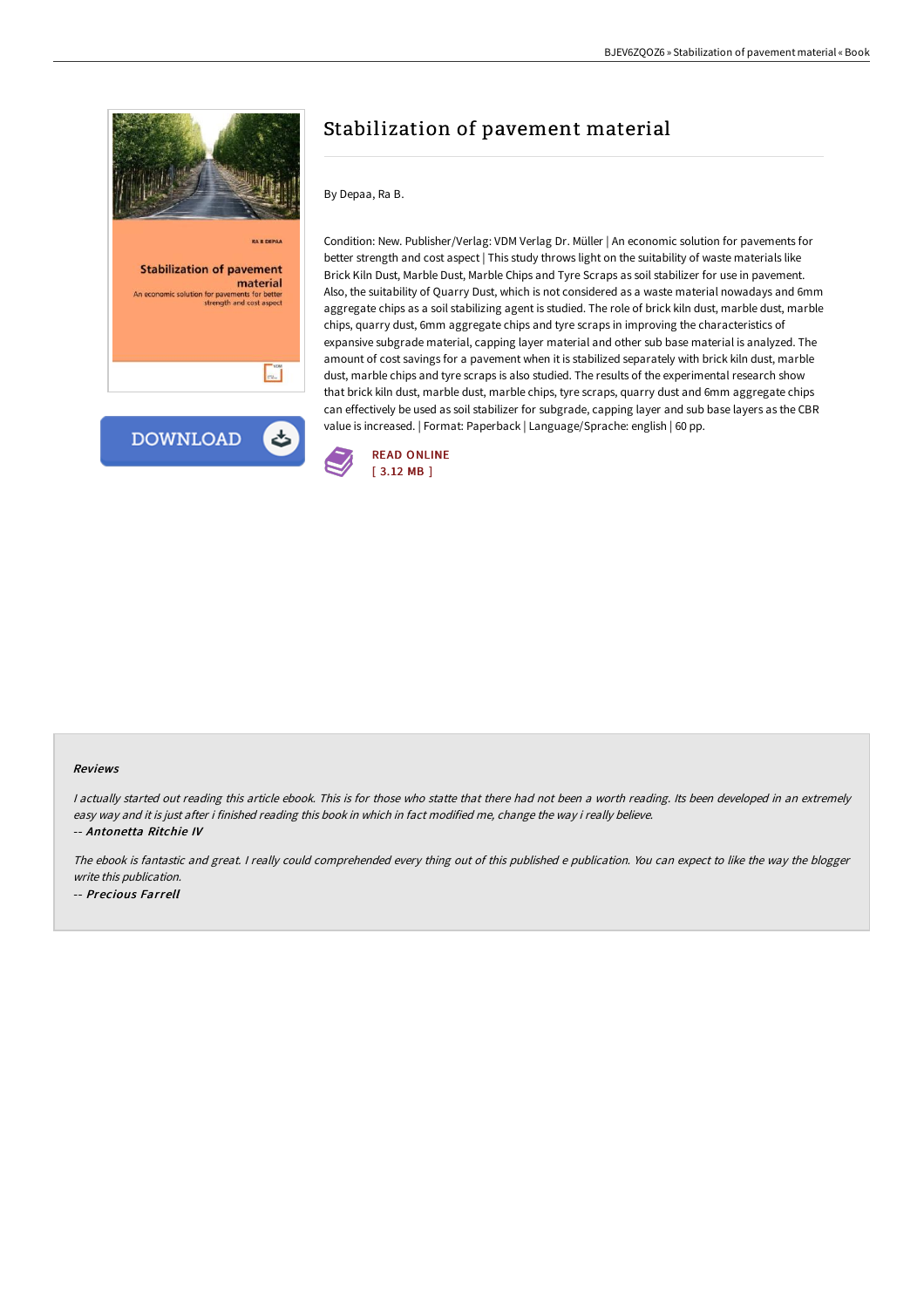# Stabilization of pavement material

By Depaa, Ra B.

Condition: New. Publisher/Verlag: VDM Verlag Dr. Müller | An economic solution for pavements for better strength and cost aspect | This study throws light on the suitability of waste materials like Brick Kiln Dust, Marble Dust, Marble Chips and Tyre Scraps as soil stabilizer for use in pavement. Also, the suitability of Quarry Dust, which is not considered as a waste material nowadays and 6mm aggregate chips as a soil stabilizing agent is studied. The role of brick kiln dust, marble dust, marble chips, quarry dust, 6mm aggregate chips and tyre scraps in improving the characteristics of expansive subgrade material, capping layer material and other sub base material is analyzed. The amount of cost savings for a pavement when it is stabilized separately with brick kiln dust, marble dust, marble chips and tyre scraps is also studied. The results of the experimental research show that brick kiln dust, marble dust, marble chips, tyre scraps, quarry dust and 6mm aggregate chips can effectively be used as soil stabilizer for subgrade, capping layer and sub base layers as the CBR value is increased. | Format: Paperback | Language/Sprache: english | 60 pp.

READ ONLINE
[ 3.12 MB ]

#### Reviews

*I actually started out reading this article ebook. This is for those who statte that there had not been a worth reading. Its been developed in an extremely easy way and it is just after i finished reading this book in which in fact modified me, change the way i really believe.*

-- ***Antonetta Ritchie IV***

*The ebook is fantastic and great. I really could comprehended every thing out of this published e publication. You can expect to like the way the blogger write this publication.*

-- ***Precious Farrell***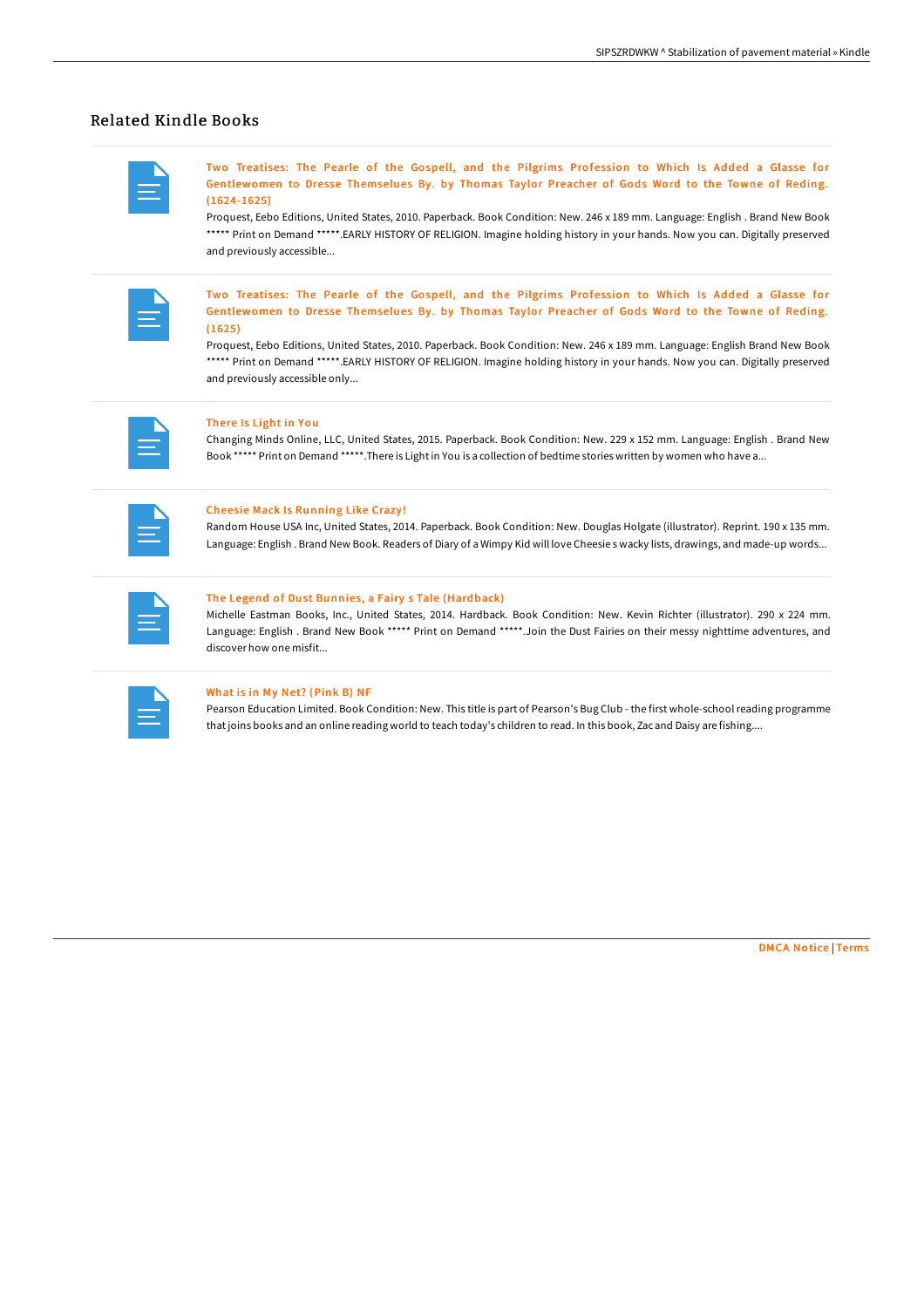## Related Kindle Books

### Two Treatises: The Pearle of the Gospell, and the Pilgrims Profession to Which Is Added a Glasse for Gentlewomen to Dresse Themselues By. by Thomas Taylor Preacher of Gods Word to the Towne of Reding. (1624-1625)

Proquest, Eebo Editions, United States, 2010. Paperback. Book Condition: New. 246 x 189 mm. Language: English . Brand New Book ***** Print on Demand *****.EARLY HISTORY OF RELIGION. Imagine holding history in your hands. Now you can. Digitally preserved and previously accessible...

### Two Treatises: The Pearle of the Gospell, and the Pilgrims Profession to Which Is Added a Glasse for Gentlewomen to Dresse Themselues By. by Thomas Taylor Preacher of Gods Word to the Towne of Reding. (1625)

Proquest, Eebo Editions, United States, 2010. Paperback. Book Condition: New. 246 x 189 mm. Language: English Brand New Book ***** Print on Demand *****.EARLY HISTORY OF RELIGION. Imagine holding history in your hands. Now you can. Digitally preserved and previously accessible only...

### There Is Light in You

Changing Minds Online, LLC, United States, 2015. Paperback. Book Condition: New. 229 x 152 mm. Language: English . Brand New Book ***** Print on Demand *****.There is Light in You is a collection of bedtime stories written by women who have a...

### Cheesie Mack Is Running Like Crazy!

Random House USA Inc, United States, 2014. Paperback. Book Condition: New. Douglas Holgate (illustrator). Reprint. 190 x 135 mm. Language: English . Brand New Book. Readers of Diary of a Wimpy Kid will love Cheesie s wacky lists, drawings, and made-up words...

### The Legend of Dust Bunnies, a Fairy s Tale (Hardback)

Michelle Eastman Books, Inc., United States, 2014. Hardback. Book Condition: New. Kevin Richter (illustrator). 290 x 224 mm. Language: English . Brand New Book ***** Print on Demand *****.Join the Dust Fairies on their messy nighttime adventures, and discover how one misfit...

### What is in My Net? (Pink B) NF

Pearson Education Limited. Book Condition: New. This title is part of Pearson's Bug Club - the first whole-school reading programme that joins books and an online reading world to teach today's children to read. In this book, Zac and Daisy are fishing....

DMCA Notice | Terms